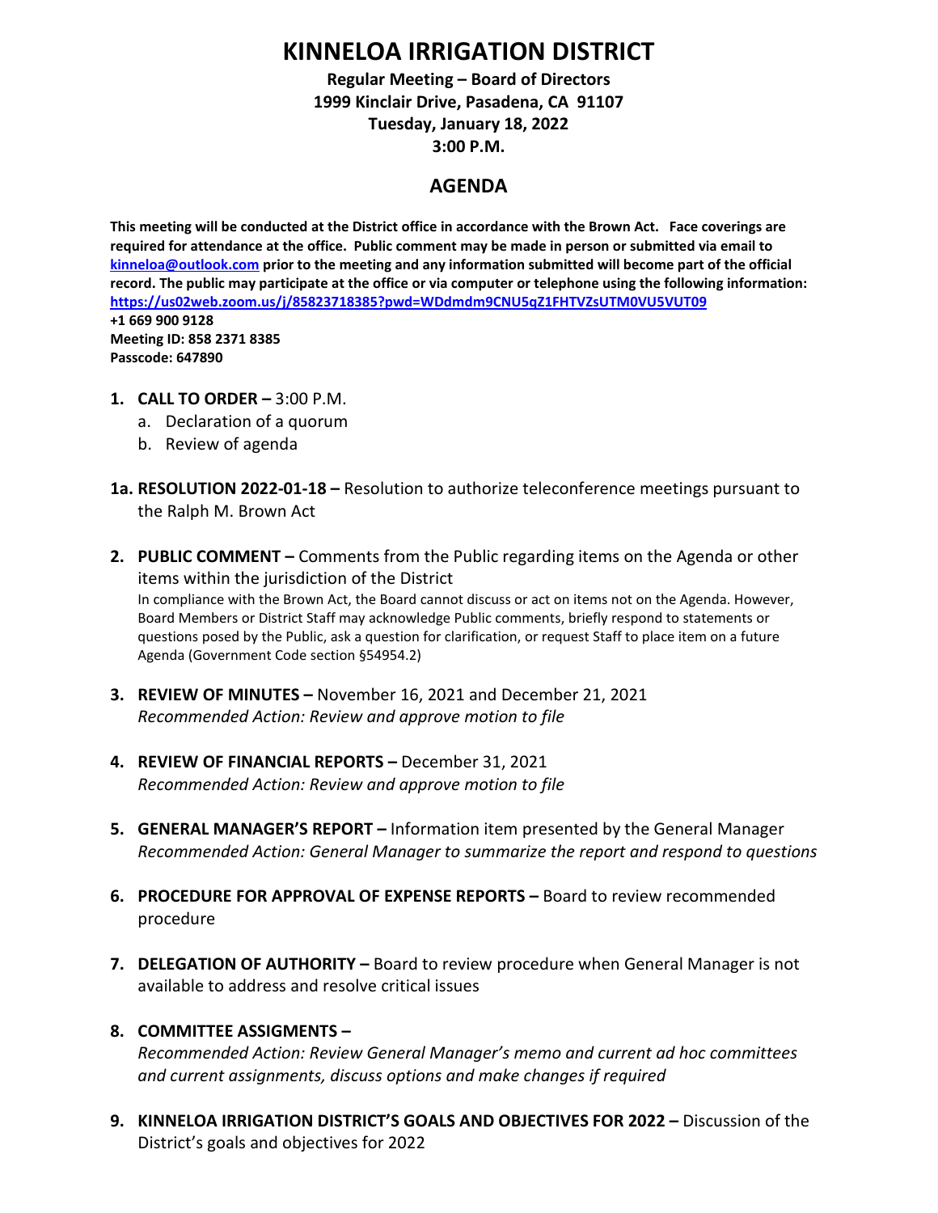# KINNELOA IRRIGATION DISTRICT

**Regular Meeting – Board of Directors**
**1999 Kinclair Drive, Pasadena, CA 91107**
**Tuesday, January 18, 2022**
**3:00 P.M.**

## AGENDA

**This meeting will be conducted at the District office in accordance with the Brown Act. Face coverings are required for attendance at the office. Public comment may be made in person or submitted via email to [kinneloa@outlook.com](mailto:kinneloa@outlook.com) prior to the meeting and any information submitted will become part of the official record. The public may participate at the office or via computer or telephone using the following information: [https://us02web.zoom.us/j/85823718385?pwd=WDdmdm9CNU5qZ1FHTVZsUTM0VU5VUT09](https://us02web.zoom.us/j/85823718385?pwd=WDdmdm9CNU5qZ1FHTVZsUTM0VU5VUT09)**
**+1 669 900 9128**
**Meeting ID: 858 2371 8385**
**Passcode: 647890**

1. **CALL TO ORDER –** 3:00 P.M.
   a. Declaration of a quorum
   b. Review of agenda

**1a. RESOLUTION 2022-01-18 –** Resolution to authorize teleconference meetings pursuant to the Ralph M. Brown Act

2. **PUBLIC COMMENT –** Comments from the Public regarding items on the Agenda or other items within the jurisdiction of the District
   In compliance with the Brown Act, the Board cannot discuss or act on items not on the Agenda. However, Board Members or District Staff may acknowledge Public comments, briefly respond to statements or questions posed by the Public, ask a question for clarification, or request Staff to place item on a future Agenda (Government Code section §54954.2)

3. **REVIEW OF MINUTES –** November 16, 2021 and December 21, 2021
   *Recommended Action: Review and approve motion to file*

4. **REVIEW OF FINANCIAL REPORTS –** December 31, 2021
   *Recommended Action: Review and approve motion to file*

5. **GENERAL MANAGER'S REPORT –** Information item presented by the General Manager
   *Recommended Action: General Manager to summarize the report and respond to questions*

6. **PROCEDURE FOR APPROVAL OF EXPENSE REPORTS –** Board to review recommended procedure

7. **DELEGATION OF AUTHORITY –** Board to review procedure when General Manager is not available to address and resolve critical issues

8. **COMMITTEE ASSIGMENTS –**
   *Recommended Action: Review General Manager's memo and current ad hoc committees and current assignments, discuss options and make changes if required*

9. **KINNELOA IRRIGATION DISTRICT'S GOALS AND OBJECTIVES FOR 2022 –** Discussion of the District's goals and objectives for 2022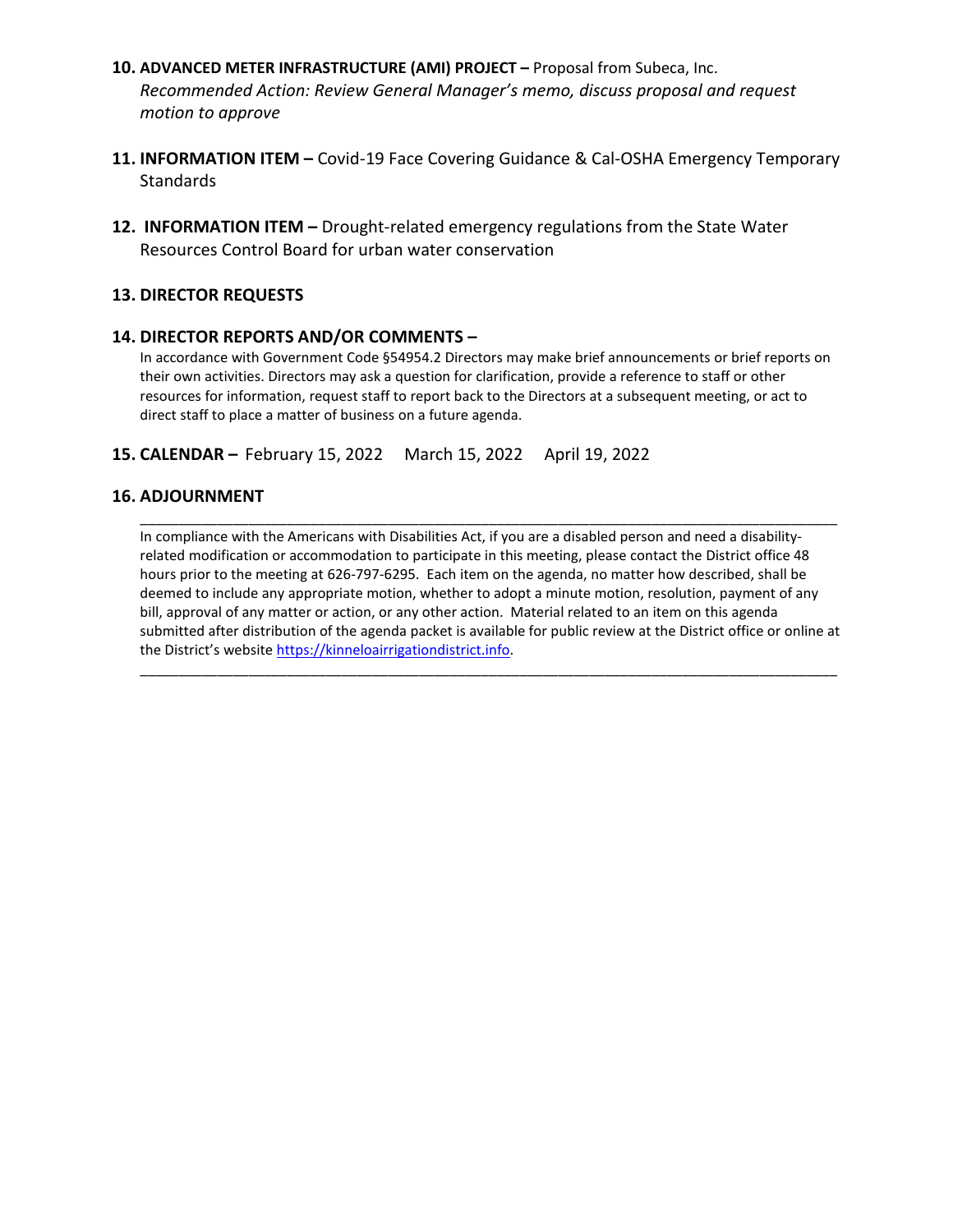**10. ADVANCED METER INFRASTRUCTURE (AMI) PROJECT –** Proposal from Subeca, Inc.
*Recommended Action: Review General Manager's memo, discuss proposal and request motion to approve*

**11. INFORMATION ITEM –** Covid-19 Face Covering Guidance & Cal-OSHA Emergency Temporary Standards

**12. INFORMATION ITEM –** Drought-related emergency regulations from the State Water Resources Control Board for urban water conservation

**13. DIRECTOR REQUESTS**

**14. DIRECTOR REPORTS AND/OR COMMENTS –**
In accordance with Government Code §54954.2 Directors may make brief announcements or brief reports on their own activities. Directors may ask a question for clarification, provide a reference to staff or other resources for information, request staff to report back to the Directors at a subsequent meeting, or act to direct staff to place a matter of business on a future agenda.

**15. CALENDAR –** February 15, 2022    March 15, 2022    April 19, 2022

**16. ADJOURNMENT**

---

In compliance with the Americans with Disabilities Act, if you are a disabled person and need a disability-related modification or accommodation to participate in this meeting, please contact the District office 48 hours prior to the meeting at 626-797-6295. Each item on the agenda, no matter how described, shall be deemed to include any appropriate motion, whether to adopt a minute motion, resolution, payment of any bill, approval of any matter or action, or any other action. Material related to an item on this agenda submitted after distribution of the agenda packet is available for public review at the District office or online at the District's website https://kinneloairrigationdistrict.info.

---